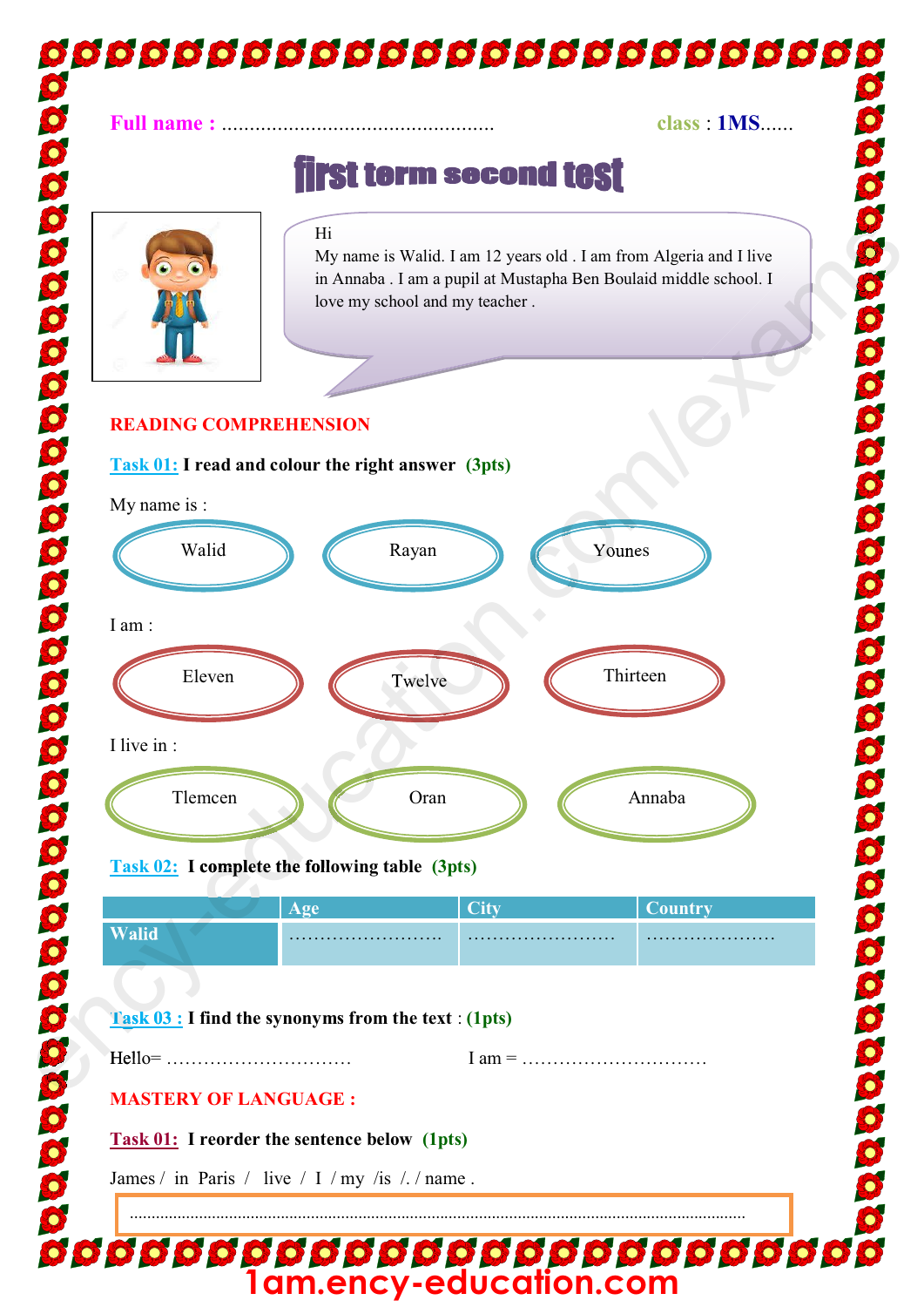**Full name :** ................................................ **class : 1MS......**

# first term second test

Hi
My name is Walid. I am 12 years old . I am from Algeria and I live in Annaba . I am a pupil at Mustapha Ben Boulaid middle school. I love my school and my teacher .

## READING COMPREHENSION

**Task 01: I read and colour the right answer (3pts)**

My name is :

Walid Rayan Younes

I am :

Eleven Twelve Thirteen

I live in :

Tlemcen Oran Annaba

**Task 02: I complete the following table (3pts)**

| | Age | City | Country |
|---|---|---|---|
| Walid | ......................... | ......................... | ..................... |

**Task 03 : I find the synonyms from the text : (1pts)**

Hello= .............................. I am = ..............................

## MASTERY OF LANGUAGE :

**Task 01: I reorder the sentence below (1pts)**

James / in Paris / live / I / my /is /. / name .

..................................................................................................................................................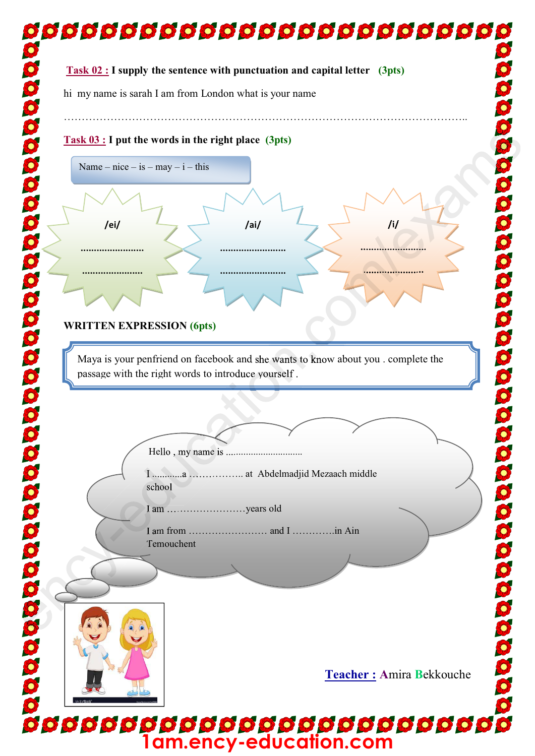**Task 02 :** **I supply the sentence with punctuation and capital letter (3pts)**

hi my name is sarah I am from London what is your name

……………………………………………………………………………………………………..

**Task 03 :** **I put the words in the right place (3pts)**

Name – nice – is – may – i – this

**/ei/**

……………………

……………………

**/ai/**

……………………

……………………

**/i/**

……………………

……………………

**WRITTEN EXPRESSION (6pts)**

Maya is your penfriend on facebook and she wants to know about you . complete the passage with the right words to introduce yourself .

Hello , my name is ..............................

I ...........a …………….. at Abdelmadjid Mezaach middle school

I am ……………………years old

I am from …………………… and I ………….in Ain Temouchent

**Teacher :** Amira Bekkouche